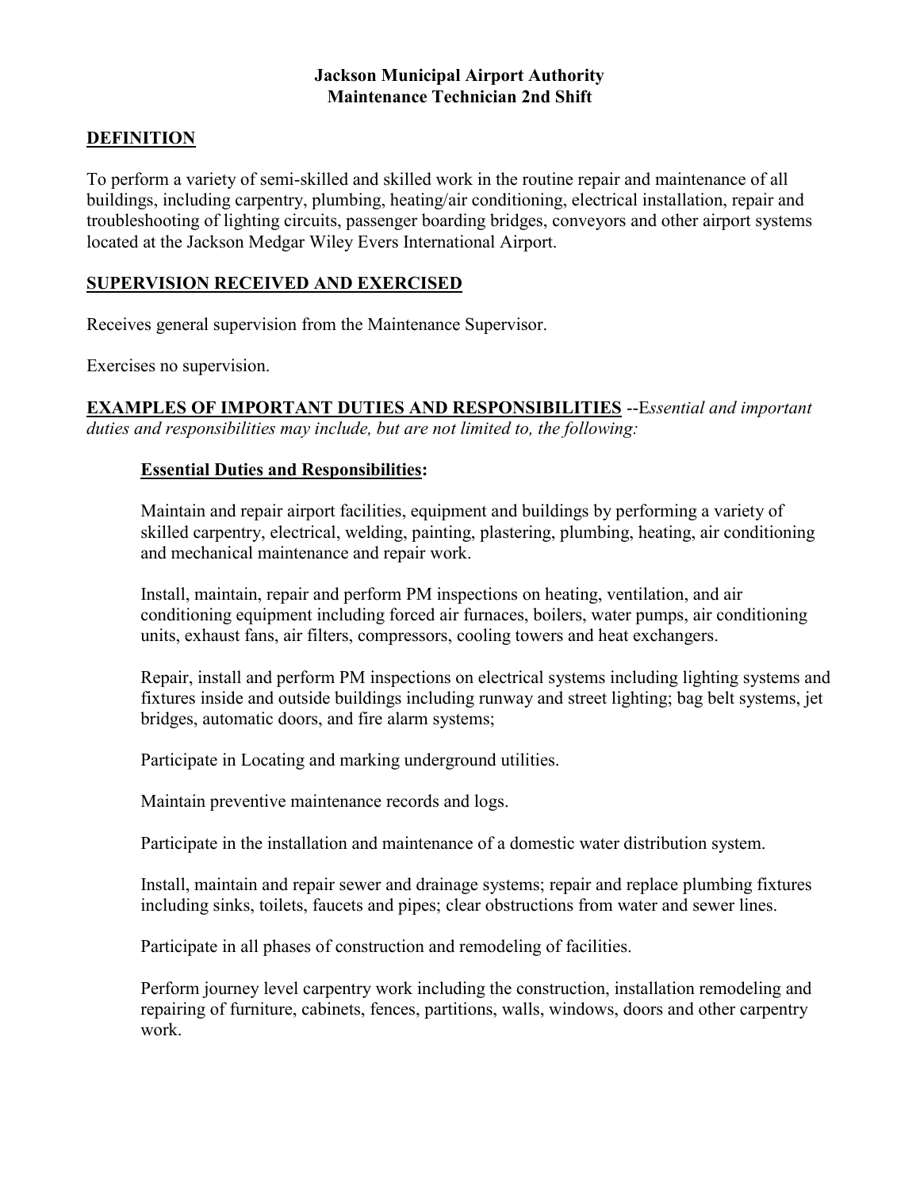# Jackson Municipal Airport Authority
## Maintenance Technician 2nd Shift

### DEFINITION

To perform a variety of semi-skilled and skilled work in the routine repair and maintenance of all buildings, including carpentry, plumbing, heating/air conditioning, electrical installation, repair and troubleshooting of lighting circuits, passenger boarding bridges, conveyors and other airport systems located at the Jackson Medgar Wiley Evers International Airport.

### SUPERVISION RECEIVED AND EXERCISED

Receives general supervision from the Maintenance Supervisor.

Exercises no supervision.

**EXAMPLES OF IMPORTANT DUTIES AND RESPONSIBILITIES** --E*ssential and important duties and responsibilities may include, but are not limited to, the following:*

**Essential Duties and Responsibilities:**

Maintain and repair airport facilities, equipment and buildings by performing a variety of skilled carpentry, electrical, welding, painting, plastering, plumbing, heating, air conditioning and mechanical maintenance and repair work.

Install, maintain, repair and perform PM inspections on heating, ventilation, and air conditioning equipment including forced air furnaces, boilers, water pumps, air conditioning units, exhaust fans, air filters, compressors, cooling towers and heat exchangers.

Repair, install and perform PM inspections on electrical systems including lighting systems and fixtures inside and outside buildings including runway and street lighting; bag belt systems, jet bridges, automatic doors, and fire alarm systems;

Participate in Locating and marking underground utilities.

Maintain preventive maintenance records and logs.

Participate in the installation and maintenance of a domestic water distribution system.

Install, maintain and repair sewer and drainage systems; repair and replace plumbing fixtures including sinks, toilets, faucets and pipes; clear obstructions from water and sewer lines.

Participate in all phases of construction and remodeling of facilities.

Perform journey level carpentry work including the construction, installation remodeling and repairing of furniture, cabinets, fences, partitions, walls, windows, doors and other carpentry work.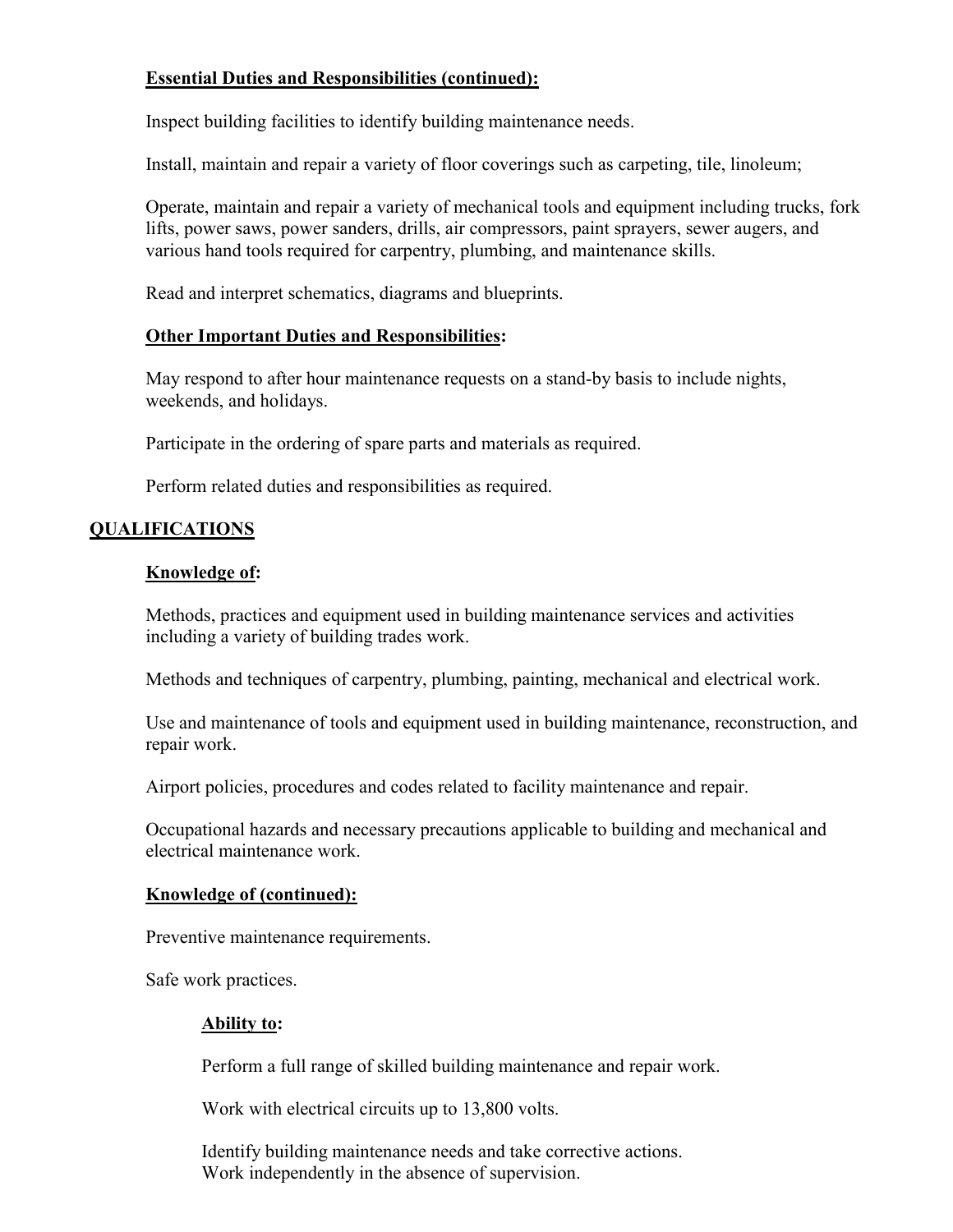**Essential Duties and Responsibilities (continued):**

Inspect building facilities to identify building maintenance needs.

Install, maintain and repair a variety of floor coverings such as carpeting, tile, linoleum;

Operate, maintain and repair a variety of mechanical tools and equipment including trucks, fork lifts, power saws, power sanders, drills, air compressors, paint sprayers, sewer augers, and various hand tools required for carpentry, plumbing, and maintenance skills.

Read and interpret schematics, diagrams and blueprints.

**Other Important Duties and Responsibilities:**

May respond to after hour maintenance requests on a stand-by basis to include nights, weekends, and holidays.

Participate in the ordering of spare parts and materials as required.

Perform related duties and responsibilities as required.

## QUALIFICATIONS

**Knowledge of:**

Methods, practices and equipment used in building maintenance services and activities including a variety of building trades work.

Methods and techniques of carpentry, plumbing, painting, mechanical and electrical work.

Use and maintenance of tools and equipment used in building maintenance, reconstruction, and repair work.

Airport policies, procedures and codes related to facility maintenance and repair.

Occupational hazards and necessary precautions applicable to building and mechanical and electrical maintenance work.

**Knowledge of (continued):**

Preventive maintenance requirements.

Safe work practices.

**Ability to:**

Perform a full range of skilled building maintenance and repair work.

Work with electrical circuits up to 13,800 volts.

Identify building maintenance needs and take corrective actions.
Work independently in the absence of supervision.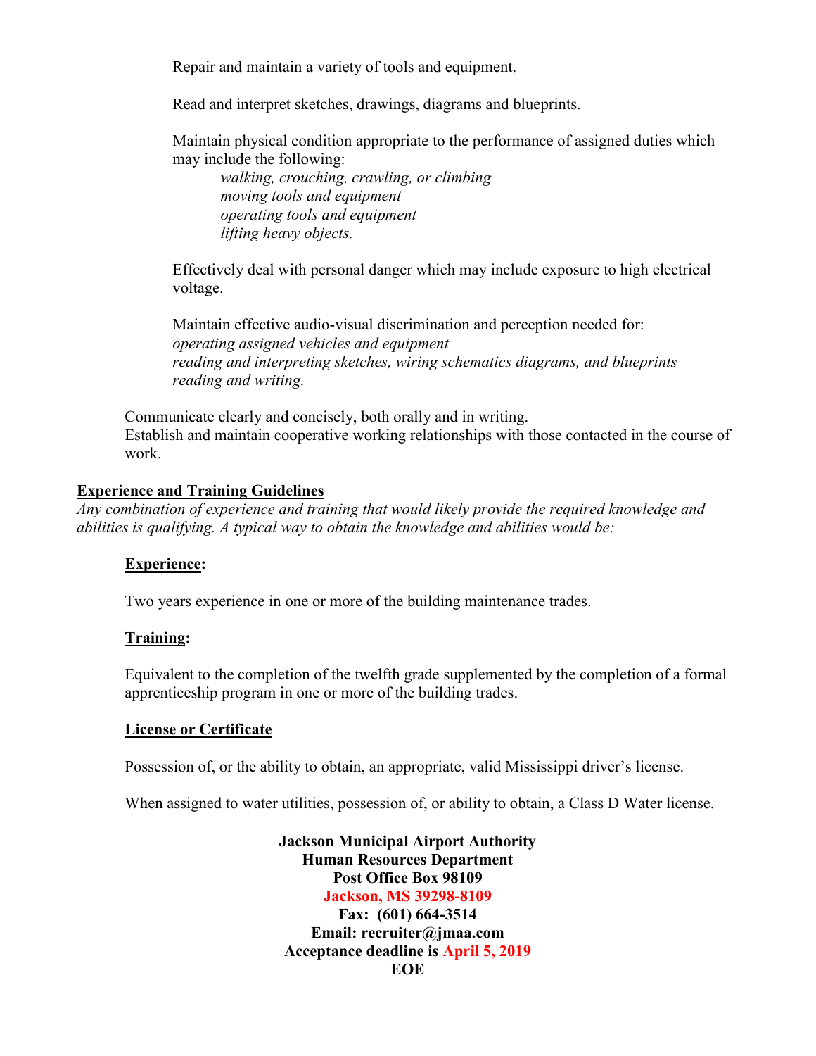Repair and maintain a variety of tools and equipment.

Read and interpret sketches, drawings, diagrams and blueprints.

Maintain physical condition appropriate to the performance of assigned duties which may include the following:

*walking, crouching, crawling, or climbing*
*moving tools and equipment*
*operating tools and equipment*
*lifting heavy objects.*

Effectively deal with personal danger which may include exposure to high electrical voltage.

Maintain effective audio-visual discrimination and perception needed for:
*operating assigned vehicles and equipment*
*reading and interpreting sketches, wiring schematics diagrams, and blueprints*
*reading and writing.*

Communicate clearly and concisely, both orally and in writing.
Establish and maintain cooperative working relationships with those contacted in the course of work.

## Experience and Training Guidelines

*Any combination of experience and training that would likely provide the required knowledge and abilities is qualifying. A typical way to obtain the knowledge and abilities would be:*

### Experience:

Two years experience in one or more of the building maintenance trades.

### Training:

Equivalent to the completion of the twelfth grade supplemented by the completion of a formal apprenticeship program in one or more of the building trades.

### License or Certificate

Possession of, or the ability to obtain, an appropriate, valid Mississippi driver's license.

When assigned to water utilities, possession of, or ability to obtain, a Class D Water license.

**Jackson Municipal Airport Authority**
**Human Resources Department**
**Post Office Box 98109**
**Jackson, MS 39298-8109**
**Fax: (601) 664-3514**
**Email: recruiter@jmaa.com**
**Acceptance deadline is April 5, 2019**
**EOE**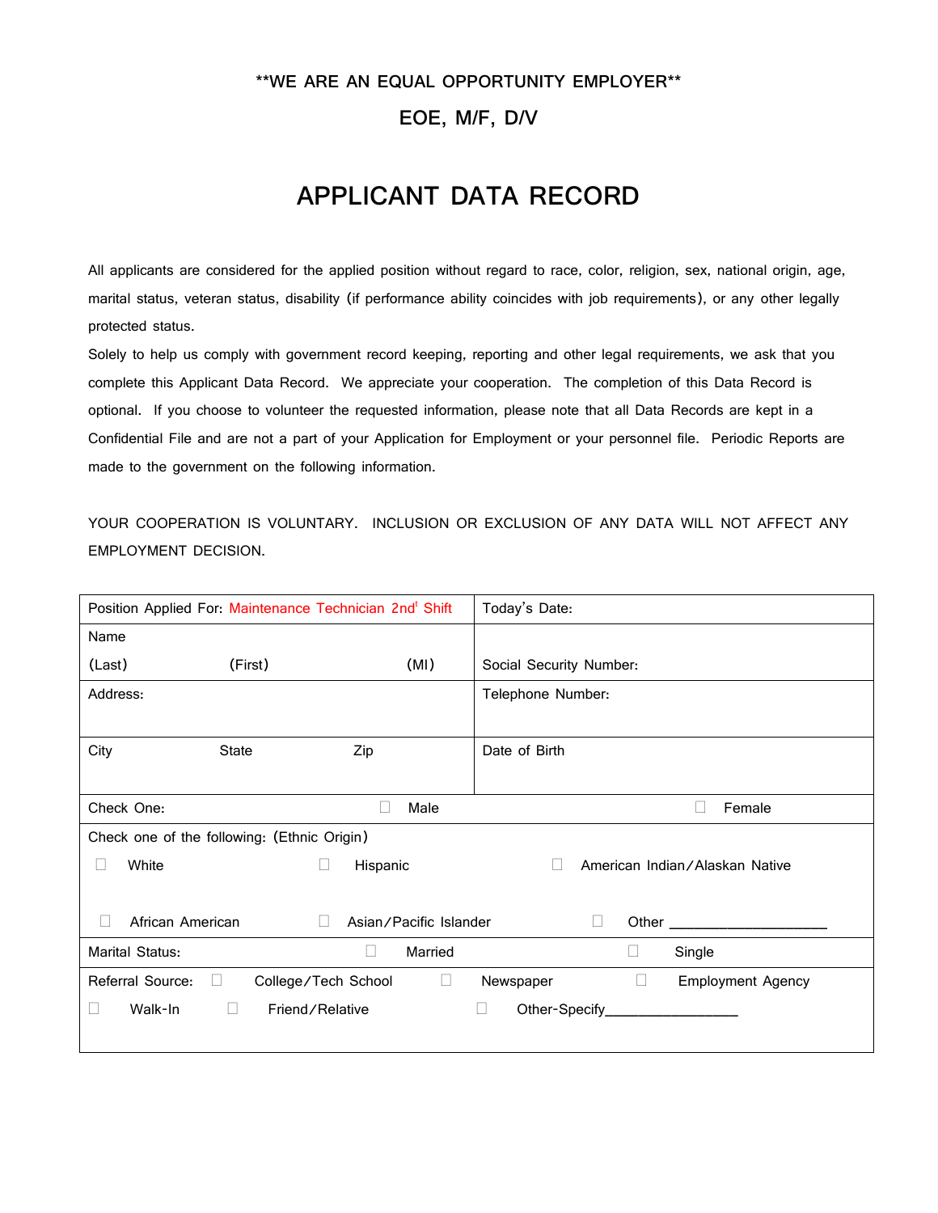**WE ARE AN EQUAL OPPORTUNITY EMPLOYER**

EOE, M/F, D/V

# APPLICANT DATA RECORD

All applicants are considered for the applied position without regard to race, color, religion, sex, national origin, age, marital status, veteran status, disability (if performance ability coincides with job requirements), or any other legally protected status.

Solely to help us comply with government record keeping, reporting and other legal requirements, we ask that you complete this Applicant Data Record. We appreciate your cooperation. The completion of this Data Record is optional. If you choose to volunteer the requested information, please note that all Data Records are kept in a Confidential File and are not a part of your Application for Employment or your personnel file. Periodic Reports are made to the government on the following information.

YOUR COOPERATION IS VOLUNTARY. INCLUSION OR EXCLUSION OF ANY DATA WILL NOT AFFECT ANY EMPLOYMENT DECISION.

| | |
|---|---|
| Position Applied For: Maintenance Technician 2nd Shift | Today's Date: |
| Name<br>(Last) (First) (MI) | Social Security Number: |
| Address: | Telephone Number: |
| City State Zip | Date of Birth |

Check One: ☐ Male ☐ Female

Check one of the following: (Ethnic Origin)

☐ White ☐ Hispanic ☐ American Indian/Alaskan Native

☐ African American ☐ Asian/Pacific Islander ☐ Other ____________________

Marital Status: ☐ Married ☐ Single

Referral Source: ☐ College/Tech School ☐ Newspaper ☐ Employment Agency

☐ Walk-In ☐ Friend/Relative ☐ Other-Specify_________________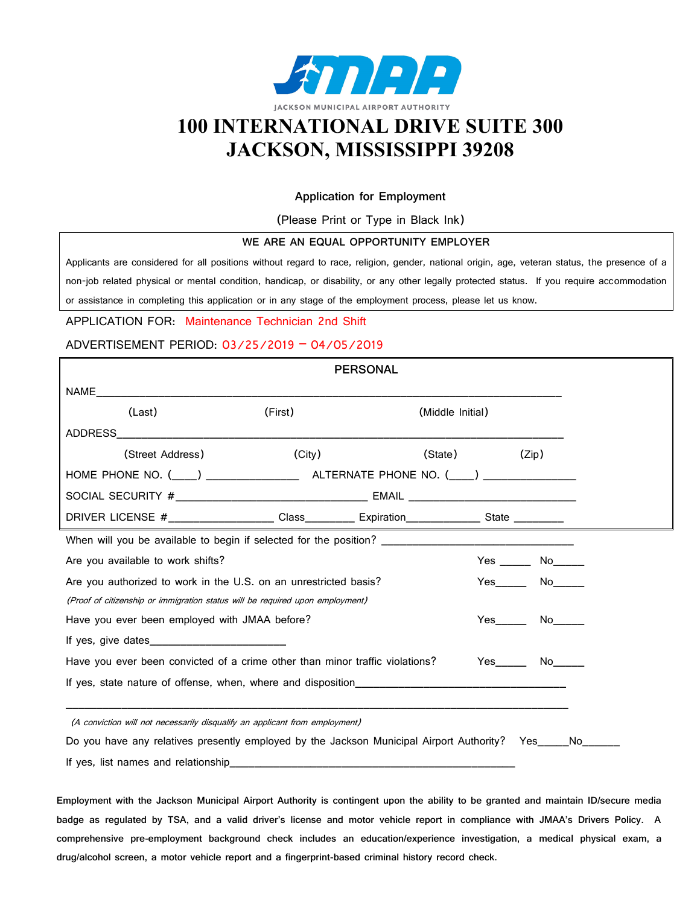JACKSON MUNICIPAL AIRPORT AUTHORITY

# 100 INTERNATIONAL DRIVE SUITE 300
# JACKSON, MISSISSIPPI 39208

### Application for Employment

(Please Print or Type in Black Ink)

**WE ARE AN EQUAL OPPORTUNITY EMPLOYER**

Applicants are considered for all positions without regard to race, religion, gender, national origin, age, veteran status, the presence of a non-job related physical or mental condition, handicap, or disability, or any other legally protected status. If you require accommodation or assistance in completing this application or in any stage of the employment process, please let us know.

APPLICATION FOR: Maintenance Technician 2nd Shift

ADVERTISEMENT PERIOD: 03/25/2019 – 04/05/2019

**PERSONAL**

NAME_______________________________________________________________

(Last) (First) (Middle Initial)

ADDRESS_____________________________________________________________

(Street Address) (City) (State) (Zip)

HOME PHONE NO. (____) _______________ ALTERNATE PHONE NO. (____) _______________

SOCIAL SECURITY #________________________________ EMAIL ____________________________

DRIVER LICENSE #_________________ Class________ Expiration____________ State ________

When will you be available to begin if selected for the position? ________________________________

Are you available to work shifts? Yes ______ No______

Are you authorized to work in the U.S. on an unrestricted basis? Yes______ No______

*(Proof of citizenship or immigration status will be required upon employment)*

Have you ever been employed with JMAA before? Yes______ No______

If yes, give dates______________________

Have you ever been convicted of a crime other than minor traffic violations? Yes______ No______

If yes, state nature of offense, when, where and disposition____________________________________

_____________________________________________________________________________________

*(A conviction will not necessarily disqualify an applicant from employment)*

Do you have any relatives presently employed by the Jackson Municipal Airport Authority? Yes_____No______

If yes, list names and relationship__________________________________________________

**Employment with the Jackson Municipal Airport Authority is contingent upon the ability to be granted and maintain ID/secure media badge as regulated by TSA, and a valid driver's license and motor vehicle report in compliance with JMAA's Drivers Policy. A comprehensive pre-employment background check includes an education/experience investigation, a medical physical exam, a drug/alcohol screen, a motor vehicle report and a fingerprint-based criminal history record check.**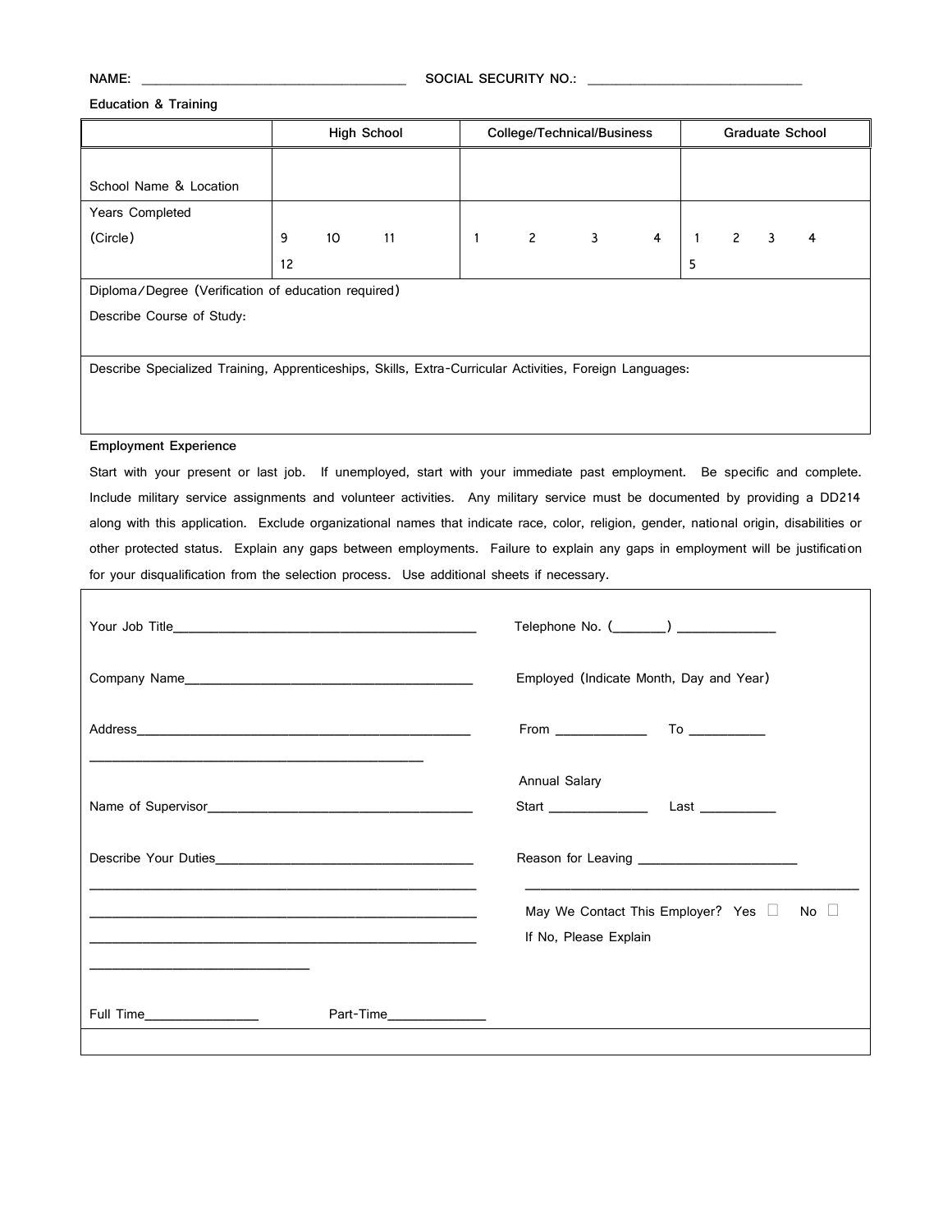NAME: ___________________________________ SOCIAL SECURITY NO.: ____________________________

**Education & Training**

| | High School | College/Technical/Business | Graduate School |
|---|---|---|---|
| School Name & Location | | | |
| Years Completed (Circle) | 9 10 11 12 | 1 2 3 4 | 1 2 3 4 5 |
| Diploma/Degree (Verification of education required)<br>Describe Course of Study: | | | |
| Describe Specialized Training, Apprenticeships, Skills, Extra-Curricular Activities, Foreign Languages: | | | |

**Employment Experience**

Start with your present or last job. If unemployed, start with your immediate past employment. Be specific and complete. Include military service assignments and volunteer activities. Any military service must be documented by providing a DD214 along with this application. Exclude organizational names that indicate race, color, religion, gender, national origin, disabilities or other protected status. Explain any gaps between employments. Failure to explain any gaps in employment will be justification for your disqualification from the selection process. Use additional sheets if necessary.

Your Job Title___________________________________________

Telephone No. (_______) _____________

Company Name__________________________________________

Employed (Indicate Month, Day and Year)

Address________________________________________________

_______________________________________________

From ____________ To __________

Annual Salary

Name of Supervisor_____________________________________

Start _____________ Last __________

Describe Your Duties____________________________________

_______________________________________________________

_______________________________________________________

_______________________________________________________

______________________________

Reason for Leaving ______________________

_______________________________________________

May We Contact This Employer? Yes ☐ No ☐

If No, Please Explain

Full Time________________ Part-Time_____________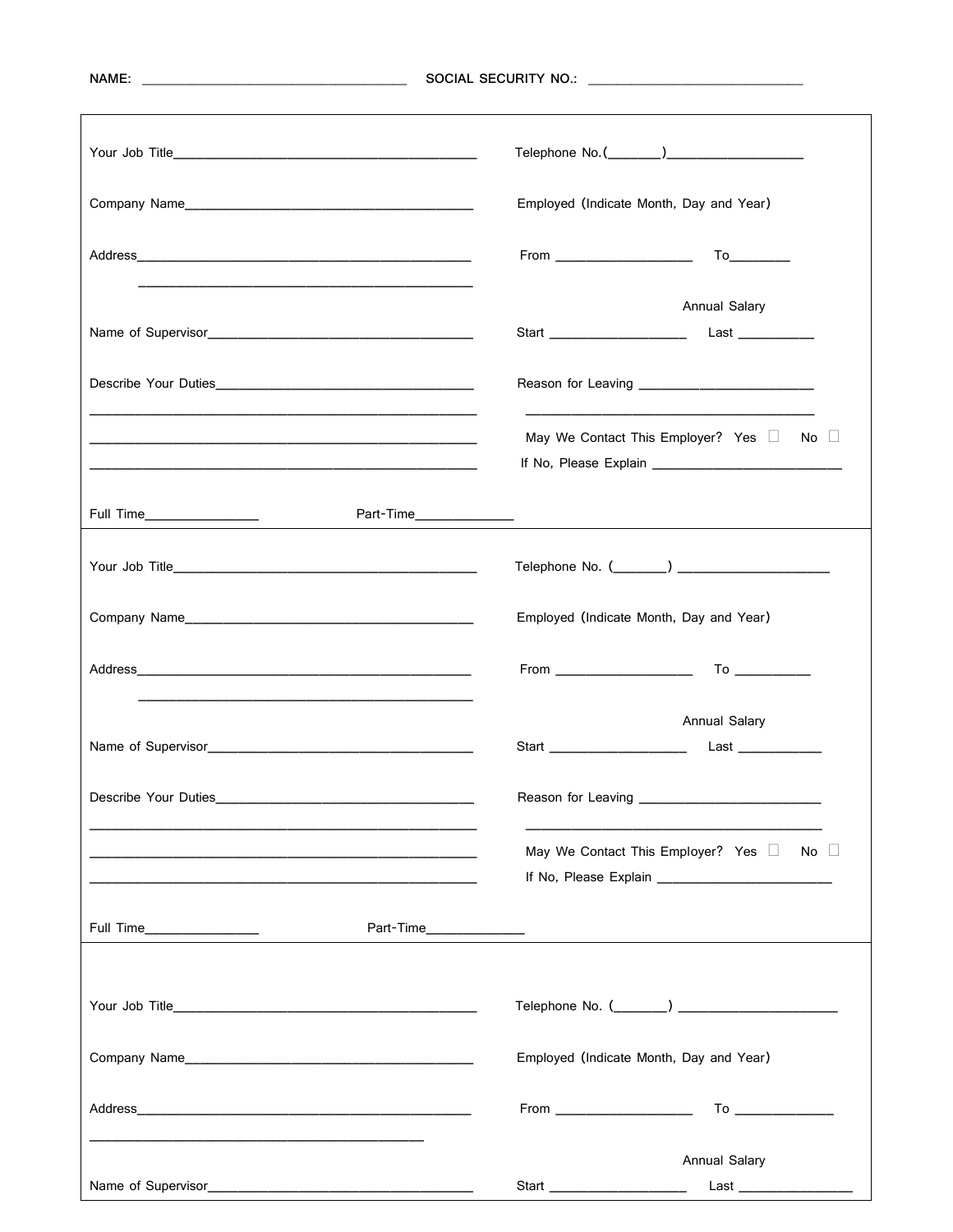NAME: ______________________________ SOCIAL SECURITY NO.: ______________________________

Your Job Title__________________________________________ Telephone No.(_______)___________________

Company Name_______________________________________ Employed (Indicate Month, Day and Year)

Address_____________________________________________ From __________________ To________

_____________________________________________

Annual Salary

Name of Supervisor__________________________________ Start __________________ Last __________

Describe Your Duties__________________________________ Reason for Leaving ________________________

_____________________________________________________ _________________________________________

_____________________________________________________ May We Contact This Employer? Yes ☐ No ☐

_____________________________________________________ If No, Please Explain __________________________

Full Time_______________ Part-Time_____________

---

Your Job Title__________________________________________ Telephone No. (_______) ____________________

Company Name_______________________________________ Employed (Indicate Month, Day and Year)

Address_____________________________________________ From __________________ To __________

_____________________________________________

Annual Salary

Name of Supervisor__________________________________ Start __________________ Last ___________

Describe Your Duties__________________________________ Reason for Leaving _________________________

_____________________________________________________ _________________________________________

_____________________________________________________ May We Contact This Employer? Yes ☐ No ☐

_____________________________________________________ If No, Please Explain ________________________

Full Time_______________ Part-Time_____________

---

Your Job Title__________________________________________ Telephone No. (_______) ______________________

Company Name_______________________________________ Employed (Indicate Month, Day and Year)

Address_____________________________________________ From __________________ To _____________

_____________________________________________

Annual Salary

Name of Supervisor__________________________________ Start __________________ Last _______________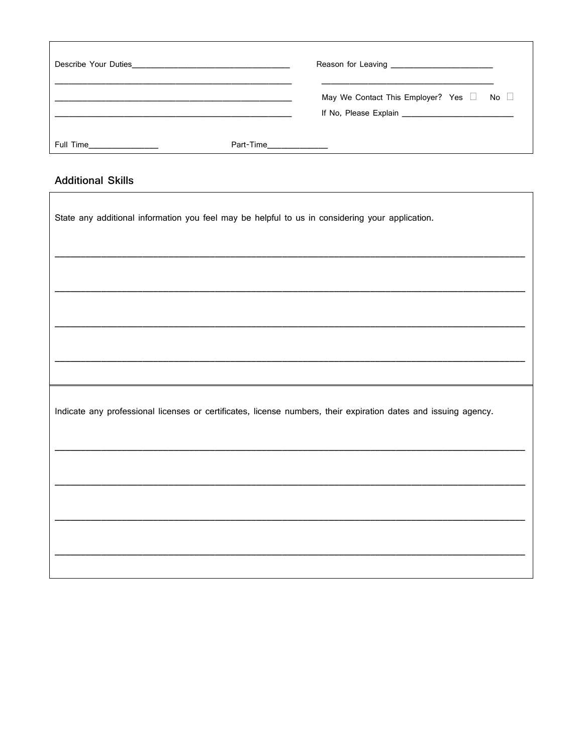Describe Your Duties___________________________________

_______________________________________________________

_______________________________________________________

_______________________________________________________

Full Time________________ Part-Time______________

Reason for Leaving ________________________

______________________________________

May We Contact This Employer? Yes ☐ No ☐

If No, Please Explain ___________________________

## Additional Skills

State any additional information you feel may be helpful to us in considering your application.

_______________________________________________________________________________________________

_______________________________________________________________________________________________

_______________________________________________________________________________________________

_______________________________________________________________________________________________

Indicate any professional licenses or certificates, license numbers, their expiration dates and issuing agency.

_______________________________________________________________________________________________

_______________________________________________________________________________________________

_______________________________________________________________________________________________

_______________________________________________________________________________________________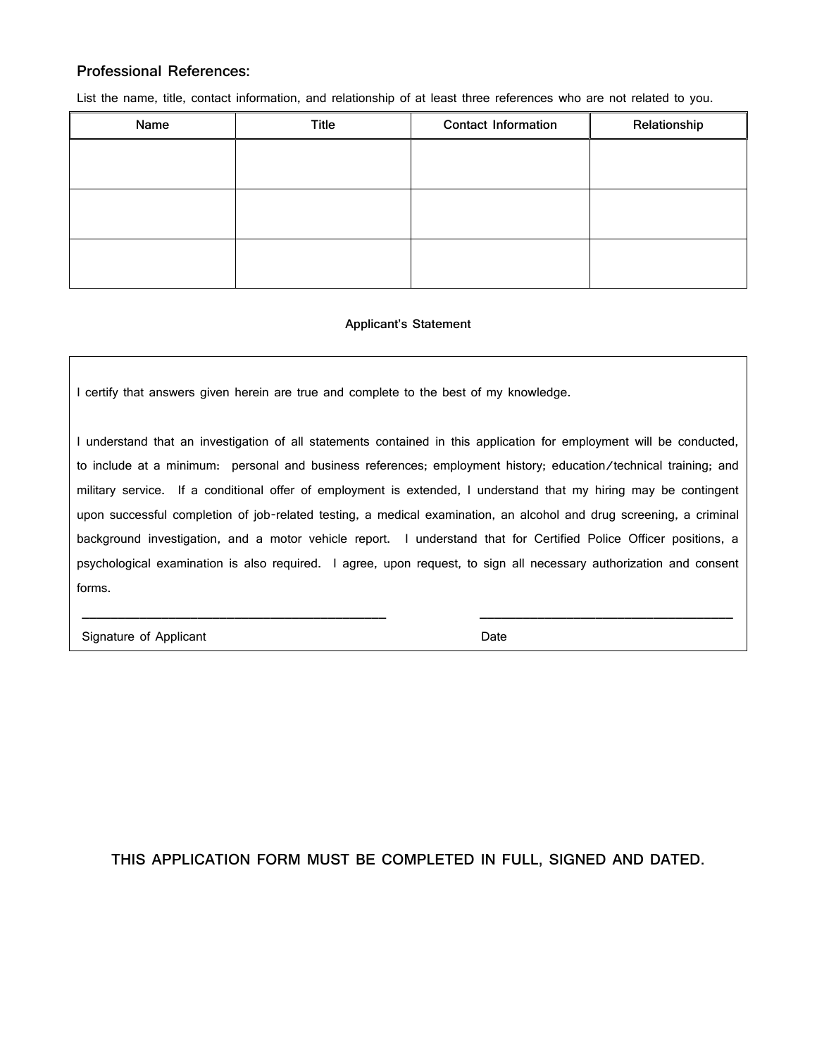## Professional References:

List the name, title, contact information, and relationship of at least three references who are not related to you.

| Name | Title | Contact Information | Relationship |
|---|---|---|---|
| | | | |
| | | | |
| | | | |

### Applicant's Statement

I certify that answers given herein are true and complete to the best of my knowledge.

I understand that an investigation of all statements contained in this application for employment will be conducted, to include at a minimum: personal and business references; employment history; education/technical training; and military service. If a conditional offer of employment is extended, I understand that my hiring may be contingent upon successful completion of job-related testing, a medical examination, an alcohol and drug screening, a criminal background investigation, and a motor vehicle report. I understand that for Certified Police Officer positions, a psychological examination is also required. I agree, upon request, to sign all necessary authorization and consent forms.

\_\_\_\_\_\_\_\_\_\_\_\_\_\_\_\_\_\_\_\_\_\_\_\_\_\_\_\_\_\_\_\_\_\_\_\_\_\_\_\_ \_\_\_\_\_\_\_\_\_\_\_\_\_\_\_\_\_\_\_\_\_\_\_\_\_\_\_\_\_\_\_\_\_\_

Signature of Applicant Date

**THIS APPLICATION FORM MUST BE COMPLETED IN FULL, SIGNED AND DATED.**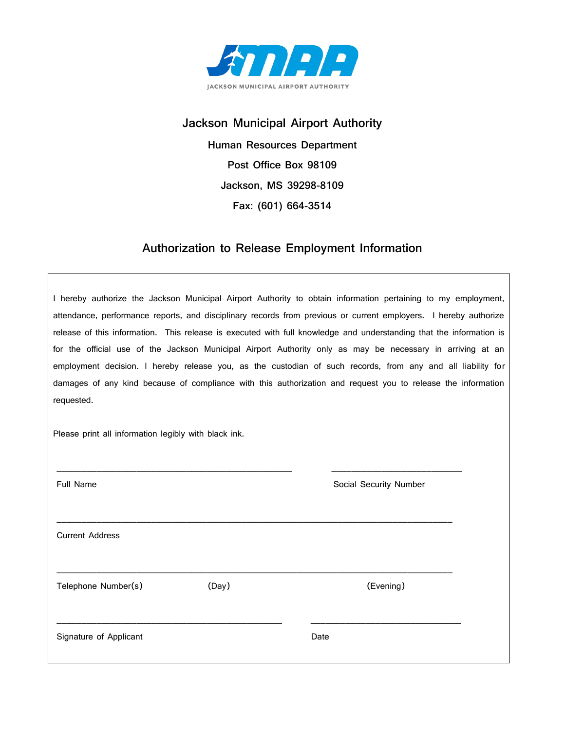JMAA

JACKSON MUNICIPAL AIRPORT AUTHORITY

# Jackson Municipal Airport Authority

**Human Resources Department**

**Post Office Box 98109**

**Jackson, MS 39298-8109**

**Fax: (601) 664-3514**

## Authorization to Release Employment Information

I hereby authorize the Jackson Municipal Airport Authority to obtain information pertaining to my employment, attendance, performance reports, and disciplinary records from previous or current employers. I hereby authorize release of this information. This release is executed with full knowledge and understanding that the information is for the official use of the Jackson Municipal Airport Authority only as may be necessary in arriving at an employment decision. I hereby release you, as the custodian of such records, from any and all liability for damages of any kind because of compliance with this authorization and request you to release the information requested.

Please print all information legibly with black ink.

\_\_\_\_\_\_\_\_\_\_\_\_\_\_\_\_\_\_\_\_\_\_\_\_\_\_\_\_\_\_\_\_\_\_\_\_\_\_ \_\_\_\_\_\_\_\_\_\_\_\_\_\_\_\_\_\_\_\_\_\_

Full Name Social Security Number

\_\_\_\_\_\_\_\_\_\_\_\_\_\_\_\_\_\_\_\_\_\_\_\_\_\_\_\_\_\_\_\_\_\_\_\_\_\_\_\_\_\_\_\_\_\_\_\_\_\_\_\_\_\_\_\_\_\_\_\_\_\_

Current Address

\_\_\_\_\_\_\_\_\_\_\_\_\_\_\_\_\_\_\_\_\_\_\_\_\_\_\_\_\_\_\_\_\_\_\_\_\_\_\_\_\_\_\_\_\_\_\_\_\_\_\_\_\_\_\_\_\_\_\_\_\_\_

Telephone Number(s) (Day) (Evening)

\_\_\_\_\_\_\_\_\_\_\_\_\_\_\_\_\_\_\_\_\_\_\_\_\_\_\_\_\_\_\_\_\_\_\_\_\_ \_\_\_\_\_\_\_\_\_\_\_\_\_\_\_\_\_\_\_\_\_\_\_\_\_

Signature of Applicant Date